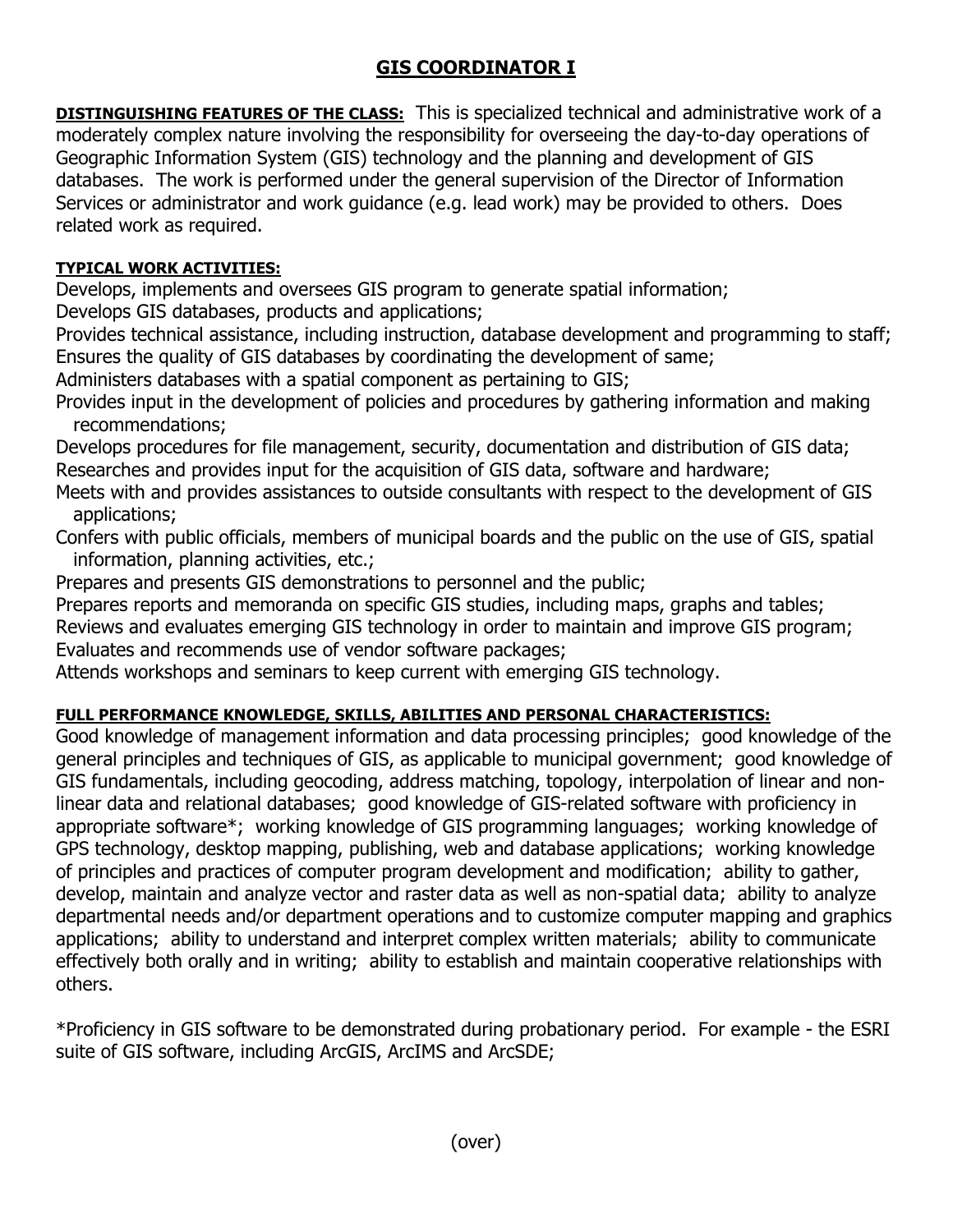# GIS COORDINATOR I

**DISTINGUISHING FEATURES OF THE CLASS:** This is specialized technical and administrative work of a moderately complex nature involving the responsibility for overseeing the day-to-day operations of Geographic Information System (GIS) technology and the planning and development of GIS databases. The work is performed under the general supervision of the Director of Information Services or administrator and work guidance (e.g. lead work) may be provided to others. Does related work as required.

**TYPICAL WORK ACTIVITIES:**

Develops, implements and oversees GIS program to generate spatial information;
Develops GIS databases, products and applications;
Provides technical assistance, including instruction, database development and programming to staff;
Ensures the quality of GIS databases by coordinating the development of same;
Administers databases with a spatial component as pertaining to GIS;
Provides input in the development of policies and procedures by gathering information and making recommendations;
Develops procedures for file management, security, documentation and distribution of GIS data;
Researches and provides input for the acquisition of GIS data, software and hardware;
Meets with and provides assistances to outside consultants with respect to the development of GIS applications;
Confers with public officials, members of municipal boards and the public on the use of GIS, spatial information, planning activities, etc.;
Prepares and presents GIS demonstrations to personnel and the public;
Prepares reports and memoranda on specific GIS studies, including maps, graphs and tables;
Reviews and evaluates emerging GIS technology in order to maintain and improve GIS program;
Evaluates and recommends use of vendor software packages;
Attends workshops and seminars to keep current with emerging GIS technology.

**FULL PERFORMANCE KNOWLEDGE, SKILLS, ABILITIES AND PERSONAL CHARACTERISTICS:**

Good knowledge of management information and data processing principles; good knowledge of the general principles and techniques of GIS, as applicable to municipal government; good knowledge of GIS fundamentals, including geocoding, address matching, topology, interpolation of linear and non-linear data and relational databases; good knowledge of GIS-related software with proficiency in appropriate software*; working knowledge of GIS programming languages; working knowledge of GPS technology, desktop mapping, publishing, web and database applications; working knowledge of principles and practices of computer program development and modification; ability to gather, develop, maintain and analyze vector and raster data as well as non-spatial data; ability to analyze departmental needs and/or department operations and to customize computer mapping and graphics applications; ability to understand and interpret complex written materials; ability to communicate effectively both orally and in writing; ability to establish and maintain cooperative relationships with others.

*Proficiency in GIS software to be demonstrated during probationary period. For example - the ESRI suite of GIS software, including ArcGIS, ArcIMS and ArcSDE;

(over)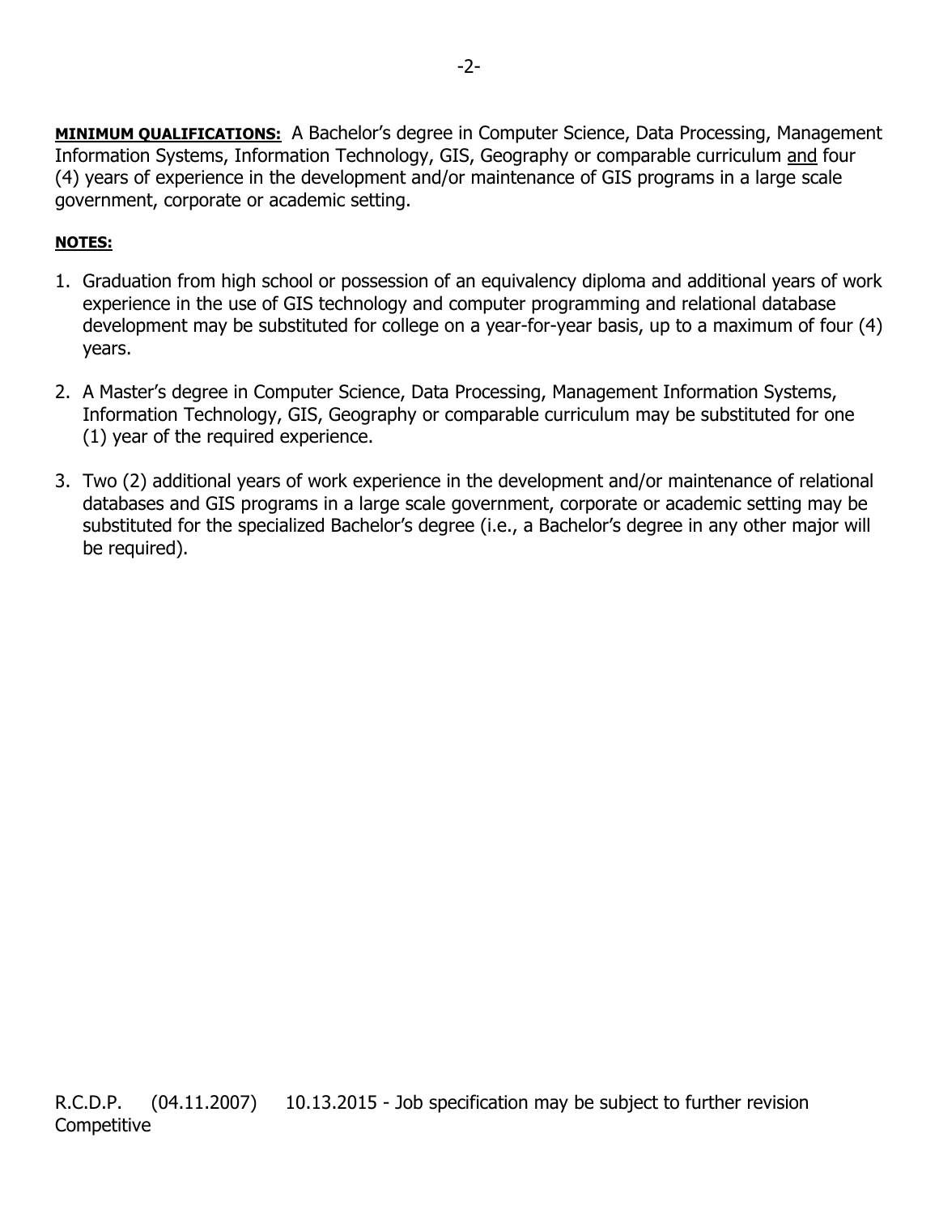**MINIMUM QUALIFICATIONS:** A Bachelor's degree in Computer Science, Data Processing, Management Information Systems, Information Technology, GIS, Geography or comparable curriculum and four (4) years of experience in the development and/or maintenance of GIS programs in a large scale government, corporate or academic setting.

**NOTES:**

1. Graduation from high school or possession of an equivalency diploma and additional years of work experience in the use of GIS technology and computer programming and relational database development may be substituted for college on a year-for-year basis, up to a maximum of four (4) years.
2. A Master's degree in Computer Science, Data Processing, Management Information Systems, Information Technology, GIS, Geography or comparable curriculum may be substituted for one (1) year of the required experience.
3. Two (2) additional years of work experience in the development and/or maintenance of relational databases and GIS programs in a large scale government, corporate or academic setting may be substituted for the specialized Bachelor's degree (i.e., a Bachelor's degree in any other major will be required).

R.C.D.P. (04.11.2007) 10.13.2015 - Job specification may be subject to further revision
Competitive